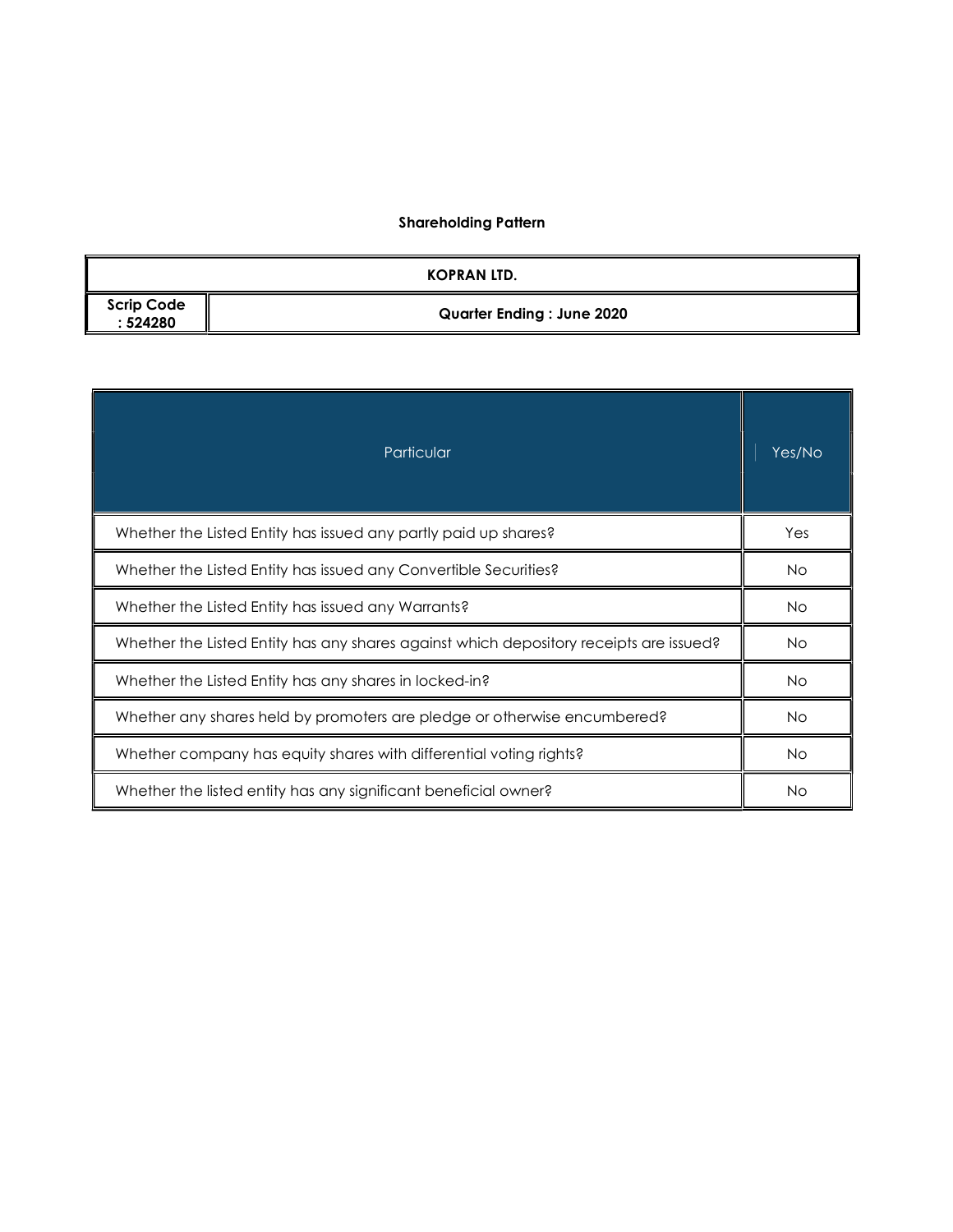## Shareholding Pattern

| KOPRAN LTD. | |
|---|---|
| **Scrip Code : 524280** | **Quarter Ending : June 2020** |

| Particular | Yes/No |
|---|---|
| Whether the Listed Entity has issued any partly paid up shares? | Yes |
| Whether the Listed Entity has issued any Convertible Securities? | No |
| Whether the Listed Entity has issued any Warrants? | No |
| Whether the Listed Entity has any shares against which depository receipts are issued? | No |
| Whether the Listed Entity has any shares in locked-in? | No |
| Whether any shares held by promoters are pledge or otherwise encumbered? | No |
| Whether company has equity shares with differential voting rights? | No |
| Whether the listed entity has any significant beneficial owner? | No |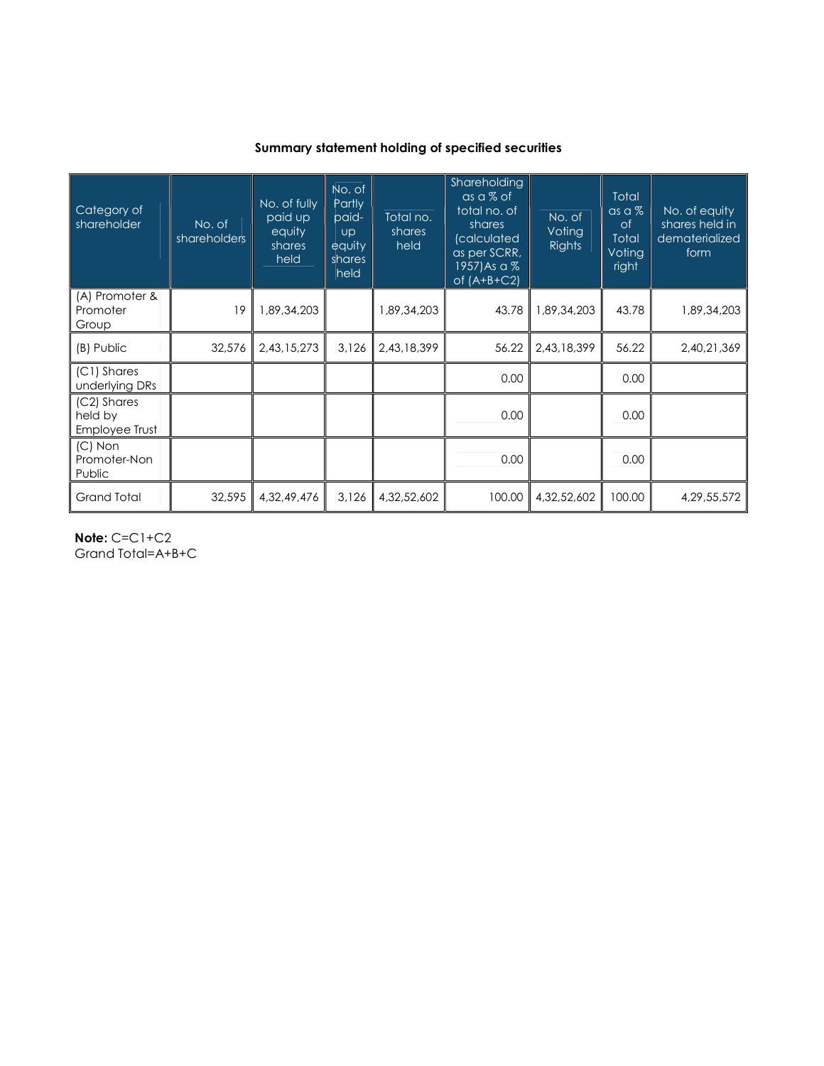## Summary statement holding of specified securities

| Category of shareholder | No. of shareholders | No. of fully paid up equity shares held | No. of Partly paid-up equity shares held | Total no. shares held | Shareholding as a % of total no. of shares (calculated as per SCRR, 1957)As a % of (A+B+C2) | No. of Voting Rights | Total as a % of Total Voting right | No. of equity shares held in dematerialized form |
|---|---|---|---|---|---|---|---|---|
| (A) Promoter & Promoter Group | 19 | 1,89,34,203 | | 1,89,34,203 | 43.78 | 1,89,34,203 | 43.78 | 1,89,34,203 |
| (B) Public | 32,576 | 2,43,15,273 | 3,126 | 2,43,18,399 | 56.22 | 2,43,18,399 | 56.22 | 2,40,21,369 |
| (C1) Shares underlying DRs | | | | | 0.00 | | 0.00 | |
| (C2) Shares held by Employee Trust | | | | | 0.00 | | 0.00 | |
| (C) Non Promoter-Non Public | | | | | 0.00 | | 0.00 | |
| Grand Total | 32,595 | 4,32,49,476 | 3,126 | 4,32,52,602 | 100.00 | 4,32,52,602 | 100.00 | 4,29,55,572 |

**Note:** C=C1+C2
Grand Total=A+B+C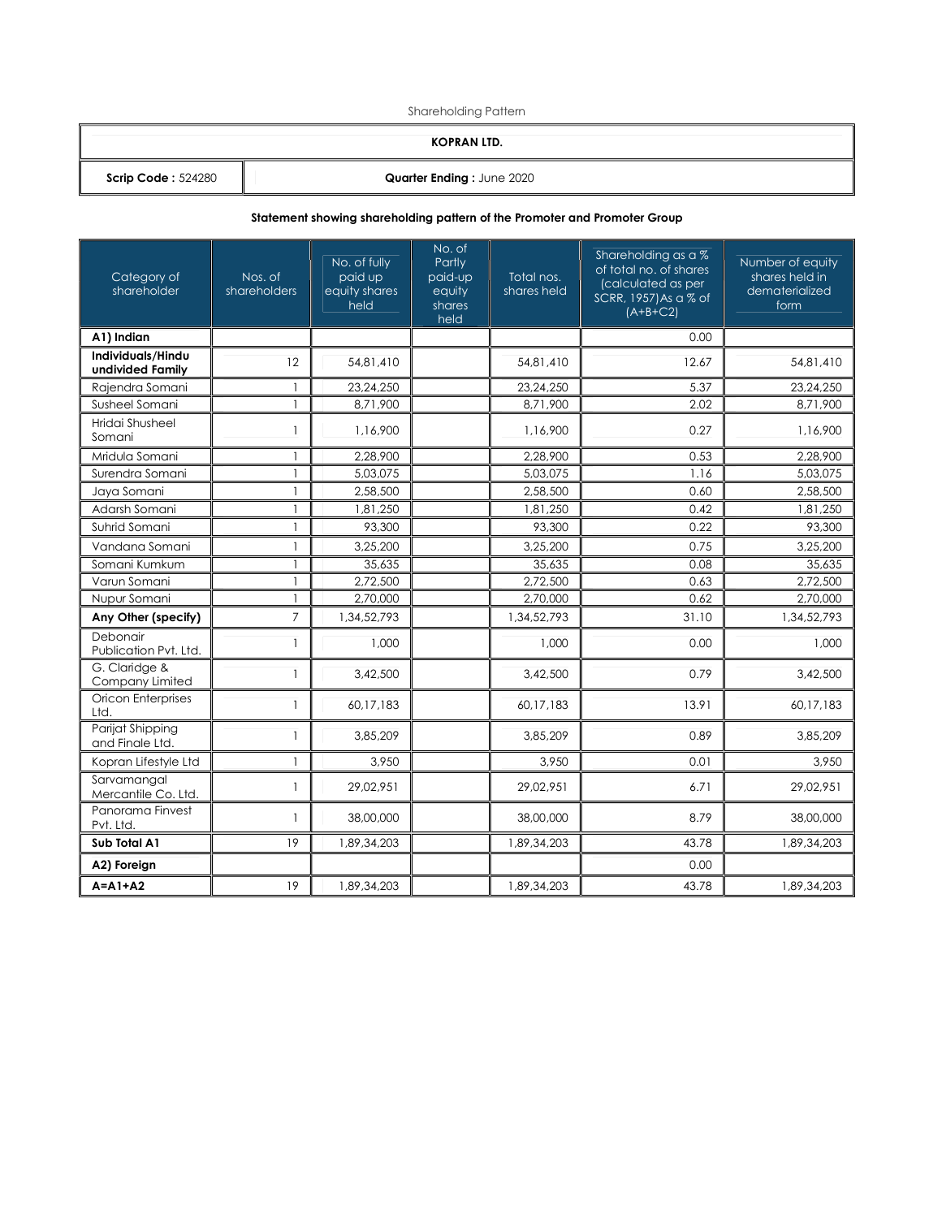Shareholding Pattern

| KOPRAN LTD. | |
|---|---|
| **Scrip Code :** 524280 | **Quarter Ending :** June 2020 |

**Statement showing shareholding pattern of the Promoter and Promoter Group**

| Category of shareholder | Nos. of shareholders | No. of fully paid up equity shares held | No. of Partly paid-up equity shares held | Total nos. shares held | Shareholding as a % of total no. of shares (calculated as per SCRR, 1957)As a % of (A+B+C2) | Number of equity shares held in dematerialized form |
|---|---|---|---|---|---|---|
| **A1) Indian** | | | | | 0.00 | |
| **Individuals/Hindu undivided Family** | 12 | 54,81,410 | | 54,81,410 | 12.67 | 54,81,410 |
| Rajendra Somani | 1 | 23,24,250 | | 23,24,250 | 5.37 | 23,24,250 |
| Susheel Somani | 1 | 8,71,900 | | 8,71,900 | 2.02 | 8,71,900 |
| Hridai Shusheel Somani | 1 | 1,16,900 | | 1,16,900 | 0.27 | 1,16,900 |
| Mridula Somani | 1 | 2,28,900 | | 2,28,900 | 0.53 | 2,28,900 |
| Surendra Somani | 1 | 5,03,075 | | 5,03,075 | 1.16 | 5,03,075 |
| Jaya Somani | 1 | 2,58,500 | | 2,58,500 | 0.60 | 2,58,500 |
| Adarsh Somani | 1 | 1,81,250 | | 1,81,250 | 0.42 | 1,81,250 |
| Suhrid Somani | 1 | 93,300 | | 93,300 | 0.22 | 93,300 |
| Vandana Somani | 1 | 3,25,200 | | 3,25,200 | 0.75 | 3,25,200 |
| Somani Kumkum | 1 | 35,635 | | 35,635 | 0.08 | 35,635 |
| Varun Somani | 1 | 2,72,500 | | 2,72,500 | 0.63 | 2,72,500 |
| Nupur Somani | 1 | 2,70,000 | | 2,70,000 | 0.62 | 2,70,000 |
| **Any Other (specify)** | 7 | 1,34,52,793 | | 1,34,52,793 | 31.10 | 1,34,52,793 |
| Debonair Publication Pvt. Ltd. | 1 | 1,000 | | 1,000 | 0.00 | 1,000 |
| G. Claridge & Company Limited | 1 | 3,42,500 | | 3,42,500 | 0.79 | 3,42,500 |
| Oricon Enterprises Ltd. | 1 | 60,17,183 | | 60,17,183 | 13.91 | 60,17,183 |
| Parijat Shipping and Finale Ltd. | 1 | 3,85,209 | | 3,85,209 | 0.89 | 3,85,209 |
| Kopran Lifestyle Ltd | 1 | 3,950 | | 3,950 | 0.01 | 3,950 |
| Sarvamangal Mercantile Co. Ltd. | 1 | 29,02,951 | | 29,02,951 | 6.71 | 29,02,951 |
| Panorama Finvest Pvt. Ltd. | 1 | 38,00,000 | | 38,00,000 | 8.79 | 38,00,000 |
| **Sub Total A1** | 19 | 1,89,34,203 | | 1,89,34,203 | 43.78 | 1,89,34,203 |
| **A2) Foreign** | | | | | 0.00 | |
| **A=A1+A2** | 19 | 1,89,34,203 | | 1,89,34,203 | 43.78 | 1,89,34,203 |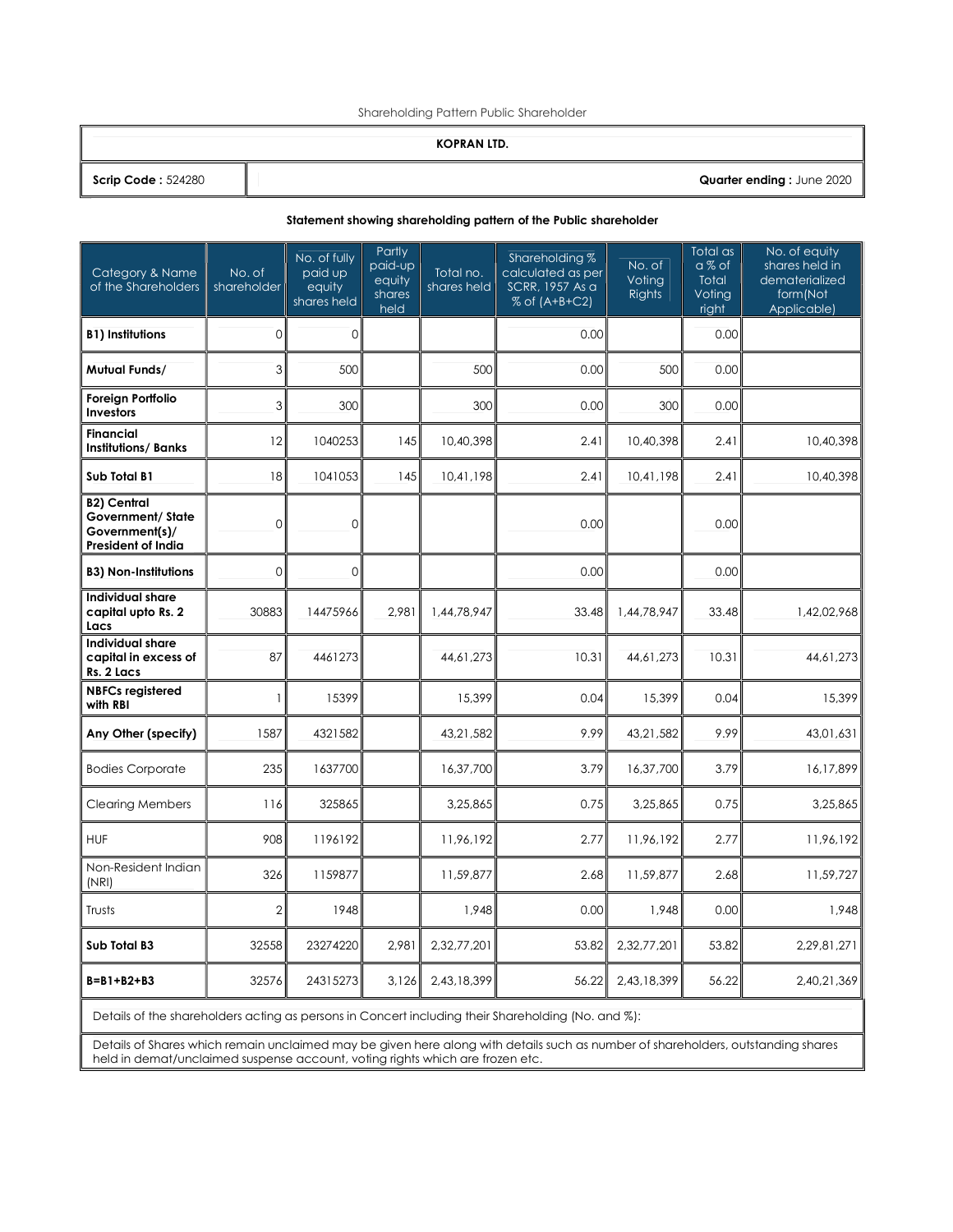Shareholding Pattern Public Shareholder

| **KOPRAN LTD.** | |
|---|---|
| **Scrip Code :** 524280 | **Quarter ending :** June 2020 |

### Statement showing shareholding pattern of the Public shareholder

| Category & Name of the Shareholders | No. of shareholder | No. of fully paid up equity shares held | Partly paid-up equity shares held | Total no. shares held | Shareholding % calculated as per SCRR, 1957 As a % of (A+B+C2) | No. of Voting Rights | Total as a % of Total Voting right | No. of equity shares held in dematerialized form(Not Applicable) |
|---|---|---|---|---|---|---|---|---|
| **B1) Institutions** | 0 | 0 | | | 0.00 | | 0.00 | |
| **Mutual Funds/** | 3 | 500 | | 500 | 0.00 | 500 | 0.00 | |
| **Foreign Portfolio Investors** | 3 | 300 | | 300 | 0.00 | 300 | 0.00 | |
| **Financial Institutions/ Banks** | 12 | 1040253 | 145 | 10,40,398 | 2.41 | 10,40,398 | 2.41 | 10,40,398 |
| **Sub Total B1** | 18 | 1041053 | 145 | 10,41,198 | 2.41 | 10,41,198 | 2.41 | 10,40,398 |
| **B2) Central Government/ State Government(s)/ President of India** | 0 | 0 | | | 0.00 | | 0.00 | |
| **B3) Non-Institutions** | 0 | 0 | | | 0.00 | | 0.00 | |
| **Individual share capital upto Rs. 2 Lacs** | 30883 | 14475966 | 2,981 | 1,44,78,947 | 33.48 | 1,44,78,947 | 33.48 | 1,42,02,968 |
| **Individual share capital in excess of Rs. 2 Lacs** | 87 | 4461273 | | 44,61,273 | 10.31 | 44,61,273 | 10.31 | 44,61,273 |
| **NBFCs registered with RBI** | 1 | 15399 | | 15,399 | 0.04 | 15,399 | 0.04 | 15,399 |
| **Any Other (specify)** | 1587 | 4321582 | | 43,21,582 | 9.99 | 43,21,582 | 9.99 | 43,01,631 |
| Bodies Corporate | 235 | 1637700 | | 16,37,700 | 3.79 | 16,37,700 | 3.79 | 16,17,899 |
| Clearing Members | 116 | 325865 | | 3,25,865 | 0.75 | 3,25,865 | 0.75 | 3,25,865 |
| HUF | 908 | 1196192 | | 11,96,192 | 2.77 | 11,96,192 | 2.77 | 11,96,192 |
| Non-Resident Indian (NRI) | 326 | 1159877 | | 11,59,877 | 2.68 | 11,59,877 | 2.68 | 11,59,727 |
| Trusts | 2 | 1948 | | 1,948 | 0.00 | 1,948 | 0.00 | 1,948 |
| **Sub Total B3** | 32558 | 23274220 | 2,981 | 2,32,77,201 | 53.82 | 2,32,77,201 | 53.82 | 2,29,81,271 |
| **B=B1+B2+B3** | 32576 | 24315273 | 3,126 | 2,43,18,399 | 56.22 | 2,43,18,399 | 56.22 | 2,40,21,369 |

Details of the shareholders acting as persons in Concert including their Shareholding (No. and %):

Details of Shares which remain unclaimed may be given here along with details such as number of shareholders, outstanding shares held in demat/unclaimed suspense account, voting rights which are frozen etc.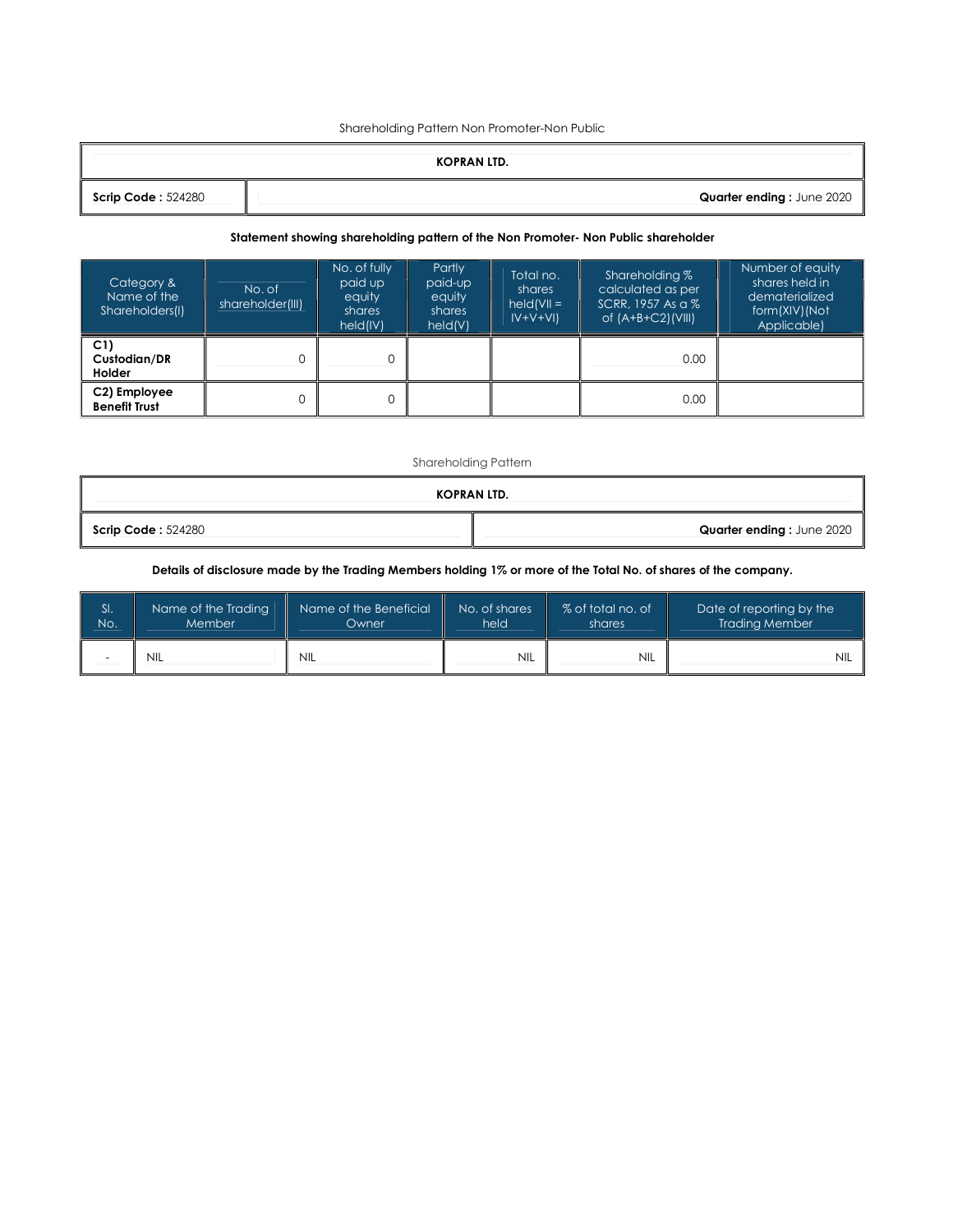Shareholding Pattern Non Promoter-Non Public

| **KOPRAN LTD.** | |
|---|---|
| **Scrip Code :** 524280 | **Quarter ending :** June 2020 |

### Statement showing shareholding pattern of the Non Promoter- Non Public shareholder

| Category & Name of the Shareholders(I) | No. of shareholder(III) | No. of fully paid up equity shares held(IV) | Partly paid-up equity shares held(V) | Total no. shares held(VII = IV+V+VI) | Shareholding % calculated as per SCRR, 1957 As a % of (A+B+C2)(VIII) | Number of equity shares held in dematerialized form(XIV)(Not Applicable) |
|---|---|---|---|---|---|---|
| **C1) Custodian/DR Holder** | 0 | 0 | | | 0.00 | |
| **C2) Employee Benefit Trust** | 0 | 0 | | | 0.00 | |

Shareholding Pattern

| **KOPRAN LTD.** | |
|---|---|
| **Scrip Code :** 524280 | **Quarter ending :** June 2020 |

### Details of disclosure made by the Trading Members holding 1% or more of the Total No. of shares of the company.

| Sl. No. | Name of the Trading Member | Name of the Beneficial Owner | No. of shares held | % of total no. of shares | Date of reporting by the Trading Member |
|---|---|---|---|---|---|
| - | NIL | NIL | NIL | NIL | NIL |